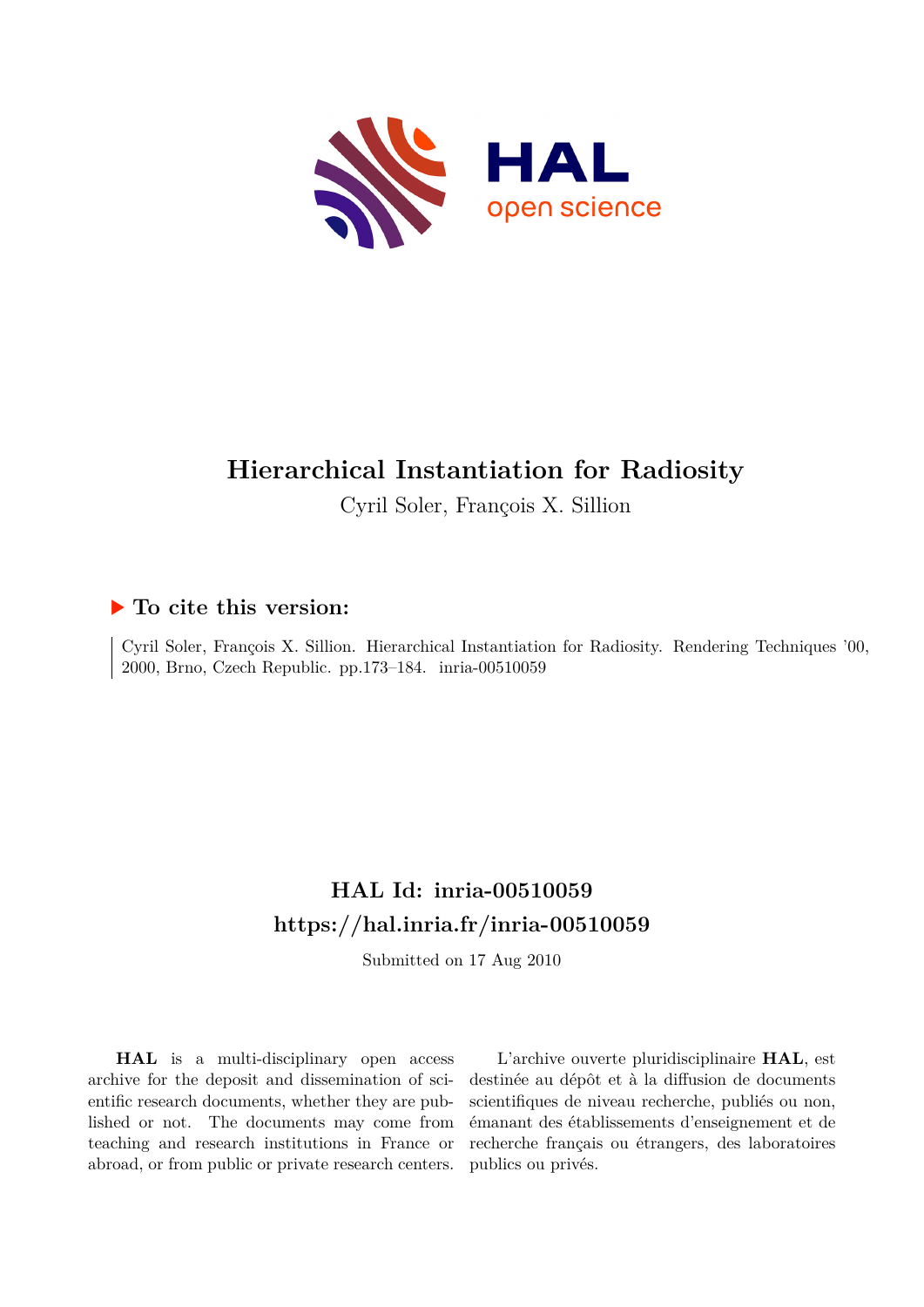# Hierarchical Instantiation for Radiosity

Cyril Soler, François X. Sillion

## ▶ To cite this version:

Cyril Soler, François X. Sillion. Hierarchical Instantiation for Radiosity. Rendering Techniques '00, 2000, Brno, Czech Republic. pp.173–184. inria-00510059

## HAL Id: inria-00510059

## https://hal.inria.fr/inria-00510059

Submitted on 17 Aug 2010

**HAL** is a multi-disciplinary open access archive for the deposit and dissemination of scientific research documents, whether they are published or not. The documents may come from teaching and research institutions in France or abroad, or from public or private research centers.

L'archive ouverte pluridisciplinaire **HAL**, est destinée au dépôt et à la diffusion de documents scientifiques de niveau recherche, publiés ou non, émanant des établissements d'enseignement et de recherche français ou étrangers, des laboratoires publics ou privés.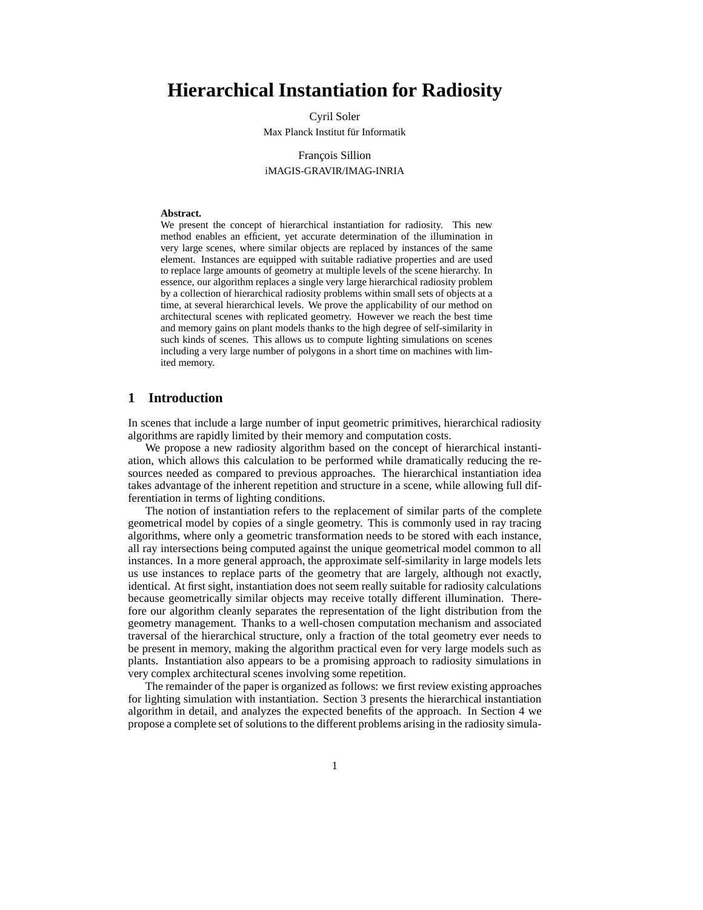# Hierarchical Instantiation for Radiosity

Cyril Soler
Max Planck Institut für Informatik

François Sillion
iMAGIS-GRAVIR/IMAG-INRIA

**Abstract.**
We present the concept of hierarchical instantiation for radiosity. This new method enables an efficient, yet accurate determination of the illumination in very large scenes, where similar objects are replaced by instances of the same element. Instances are equipped with suitable radiative properties and are used to replace large amounts of geometry at multiple levels of the scene hierarchy. In essence, our algorithm replaces a single very large hierarchical radiosity problem by a collection of hierarchical radiosity problems within small sets of objects at a time, at several hierarchical levels. We prove the applicability of our method on architectural scenes with replicated geometry. However we reach the best time and memory gains on plant models thanks to the high degree of self-similarity in such kinds of scenes. This allows us to compute lighting simulations on scenes including a very large number of polygons in a short time on machines with limited memory.

## 1 Introduction

In scenes that include a large number of input geometric primitives, hierarchical radiosity algorithms are rapidly limited by their memory and computation costs.

We propose a new radiosity algorithm based on the concept of hierarchical instantiation, which allows this calculation to be performed while dramatically reducing the resources needed as compared to previous approaches. The hierarchical instantiation idea takes advantage of the inherent repetition and structure in a scene, while allowing full differentiation in terms of lighting conditions.

The notion of instantiation refers to the replacement of similar parts of the complete geometrical model by copies of a single geometry. This is commonly used in ray tracing algorithms, where only a geometric transformation needs to be stored with each instance, all ray intersections being computed against the unique geometrical model common to all instances. In a more general approach, the approximate self-similarity in large models lets us use instances to replace parts of the geometry that are largely, although not exactly, identical. At first sight, instantiation does not seem really suitable for radiosity calculations because geometrically similar objects may receive totally different illumination. Therefore our algorithm cleanly separates the representation of the light distribution from the geometry management. Thanks to a well-chosen computation mechanism and associated traversal of the hierarchical structure, only a fraction of the total geometry ever needs to be present in memory, making the algorithm practical even for very large models such as plants. Instantiation also appears to be a promising approach to radiosity simulations in very complex architectural scenes involving some repetition.

The remainder of the paper is organized as follows: we first review existing approaches for lighting simulation with instantiation. Section 3 presents the hierarchical instantiation algorithm in detail, and analyzes the expected benefits of the approach. In Section 4 we propose a complete set of solutions to the different problems arising in the radiosity simula-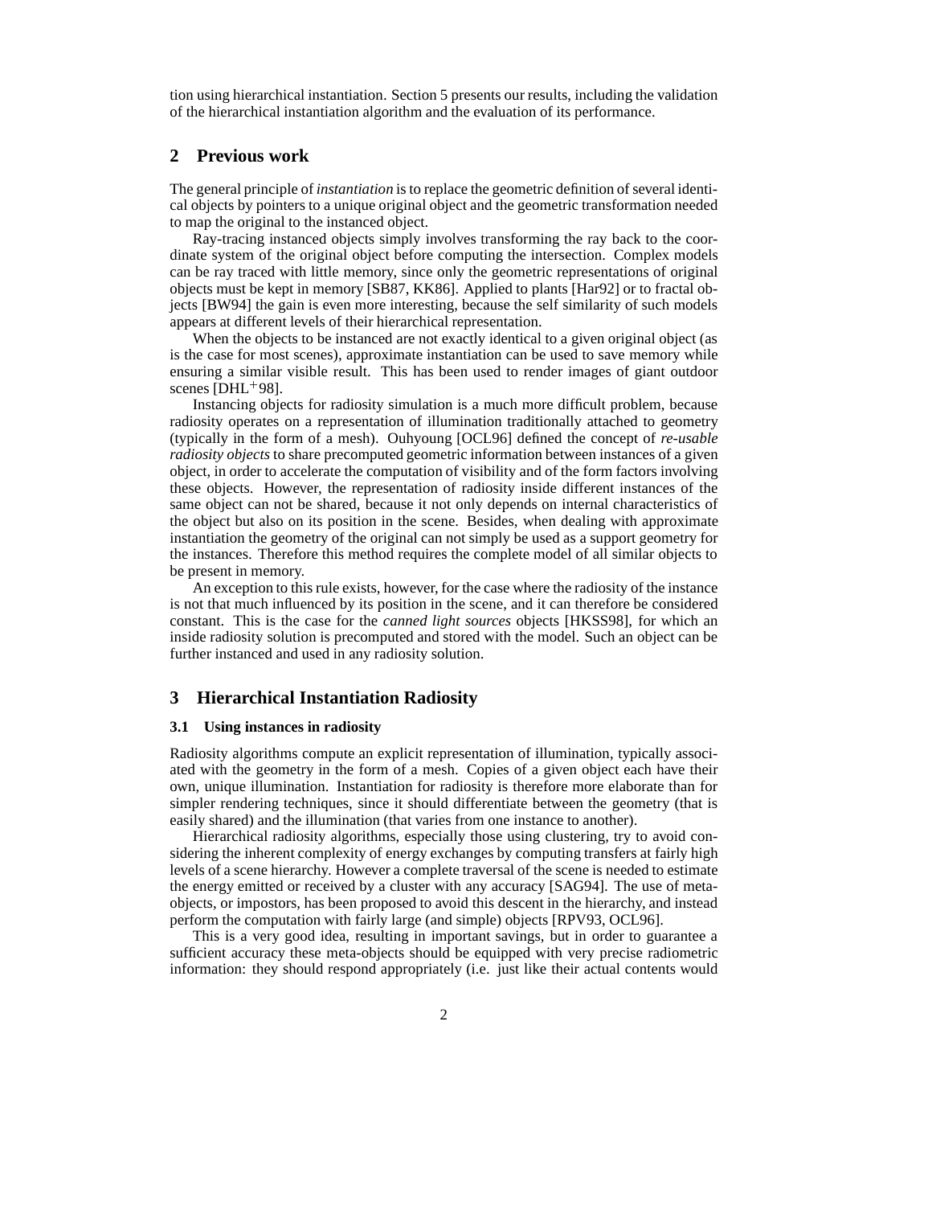tion using hierarchical instantiation. Section 5 presents our results, including the validation of the hierarchical instantiation algorithm and the evaluation of its performance.

## 2 Previous work

The general principle of *instantiation* is to replace the geometric definition of several identical objects by pointers to a unique original object and the geometric transformation needed to map the original to the instanced object.

Ray-tracing instanced objects simply involves transforming the ray back to the coordinate system of the original object before computing the intersection. Complex models can be ray traced with little memory, since only the geometric representations of original objects must be kept in memory [SB87, KK86]. Applied to plants [Har92] or to fractal objects [BW94] the gain is even more interesting, because the self similarity of such models appears at different levels of their hierarchical representation.

When the objects to be instanced are not exactly identical to a given original object (as is the case for most scenes), approximate instantiation can be used to save memory while ensuring a similar visible result. This has been used to render images of giant outdoor scenes [DHL+98].

Instancing objects for radiosity simulation is a much more difficult problem, because radiosity operates on a representation of illumination traditionally attached to geometry (typically in the form of a mesh). Ouhyoung [OCL96] defined the concept of *re-usable radiosity objects* to share precomputed geometric information between instances of a given object, in order to accelerate the computation of visibility and of the form factors involving these objects. However, the representation of radiosity inside different instances of the same object can not be shared, because it not only depends on internal characteristics of the object but also on its position in the scene. Besides, when dealing with approximate instantiation the geometry of the original can not simply be used as a support geometry for the instances. Therefore this method requires the complete model of all similar objects to be present in memory.

An exception to this rule exists, however, for the case where the radiosity of the instance is not that much influenced by its position in the scene, and it can therefore be considered constant. This is the case for the *canned light sources* objects [HKSS98], for which an inside radiosity solution is precomputed and stored with the model. Such an object can be further instanced and used in any radiosity solution.

## 3 Hierarchical Instantiation Radiosity

### 3.1 Using instances in radiosity

Radiosity algorithms compute an explicit representation of illumination, typically associated with the geometry in the form of a mesh. Copies of a given object each have their own, unique illumination. Instantiation for radiosity is therefore more elaborate than for simpler rendering techniques, since it should differentiate between the geometry (that is easily shared) and the illumination (that varies from one instance to another).

Hierarchical radiosity algorithms, especially those using clustering, try to avoid considering the inherent complexity of energy exchanges by computing transfers at fairly high levels of a scene hierarchy. However a complete traversal of the scene is needed to estimate the energy emitted or received by a cluster with any accuracy [SAG94]. The use of meta-objects, or impostors, has been proposed to avoid this descent in the hierarchy, and instead perform the computation with fairly large (and simple) objects [RPV93, OCL96].

This is a very good idea, resulting in important savings, but in order to guarantee a sufficient accuracy these meta-objects should be equipped with very precise radiometric information: they should respond appropriately (i.e. just like their actual contents would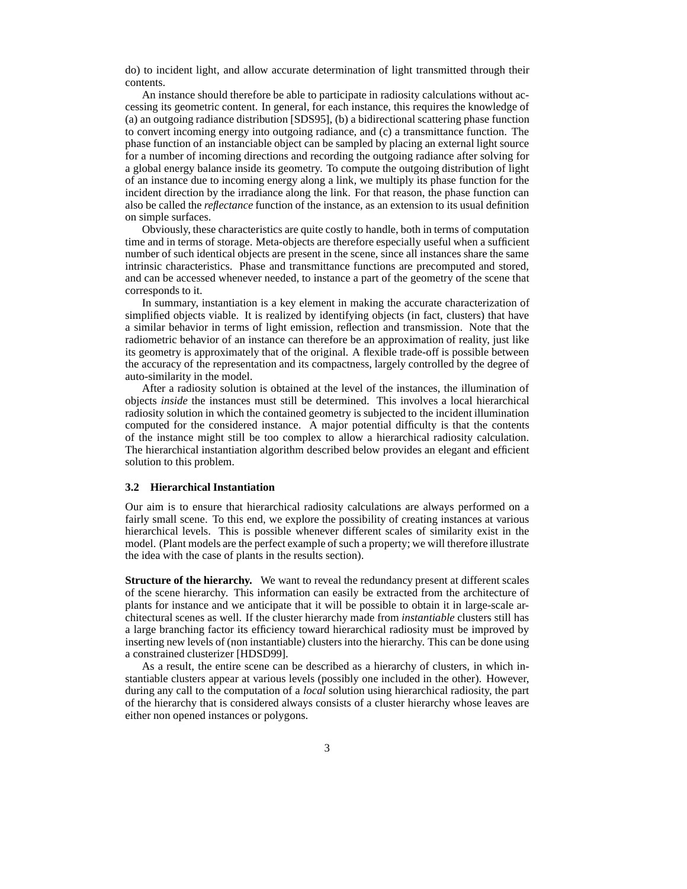do) to incident light, and allow accurate determination of light transmitted through their contents.

An instance should therefore be able to participate in radiosity calculations without accessing its geometric content. In general, for each instance, this requires the knowledge of (a) an outgoing radiance distribution [SDS95], (b) a bidirectional scattering phase function to convert incoming energy into outgoing radiance, and (c) a transmittance function. The phase function of an instanciable object can be sampled by placing an external light source for a number of incoming directions and recording the outgoing radiance after solving for a global energy balance inside its geometry. To compute the outgoing distribution of light of an instance due to incoming energy along a link, we multiply its phase function for the incident direction by the irradiance along the link. For that reason, the phase function can also be called the *reflectance* function of the instance, as an extension to its usual definition on simple surfaces.

Obviously, these characteristics are quite costly to handle, both in terms of computation time and in terms of storage. Meta-objects are therefore especially useful when a sufficient number of such identical objects are present in the scene, since all instances share the same intrinsic characteristics. Phase and transmittance functions are precomputed and stored, and can be accessed whenever needed, to instance a part of the geometry of the scene that corresponds to it.

In summary, instantiation is a key element in making the accurate characterization of simplified objects viable. It is realized by identifying objects (in fact, clusters) that have a similar behavior in terms of light emission, reflection and transmission. Note that the radiometric behavior of an instance can therefore be an approximation of reality, just like its geometry is approximately that of the original. A flexible trade-off is possible between the accuracy of the representation and its compactness, largely controlled by the degree of auto-similarity in the model.

After a radiosity solution is obtained at the level of the instances, the illumination of objects *inside* the instances must still be determined. This involves a local hierarchical radiosity solution in which the contained geometry is subjected to the incident illumination computed for the considered instance. A major potential difficulty is that the contents of the instance might still be too complex to allow a hierarchical radiosity calculation. The hierarchical instantiation algorithm described below provides an elegant and efficient solution to this problem.

### 3.2 Hierarchical Instantiation

Our aim is to ensure that hierarchical radiosity calculations are always performed on a fairly small scene. To this end, we explore the possibility of creating instances at various hierarchical levels. This is possible whenever different scales of similarity exist in the model. (Plant models are the perfect example of such a property; we will therefore illustrate the idea with the case of plants in the results section).

**Structure of the hierarchy.** We want to reveal the redundancy present at different scales of the scene hierarchy. This information can easily be extracted from the architecture of plants for instance and we anticipate that it will be possible to obtain it in large-scale architectural scenes as well. If the cluster hierarchy made from *instantiable* clusters still has a large branching factor its efficiency toward hierarchical radiosity must be improved by inserting new levels of (non instantiable) clusters into the hierarchy. This can be done using a constrained clusterizer [HDSD99].

As a result, the entire scene can be described as a hierarchy of clusters, in which instantiable clusters appear at various levels (possibly one included in the other). However, during any call to the computation of a *local* solution using hierarchical radiosity, the part of the hierarchy that is considered always consists of a cluster hierarchy whose leaves are either non opened instances or polygons.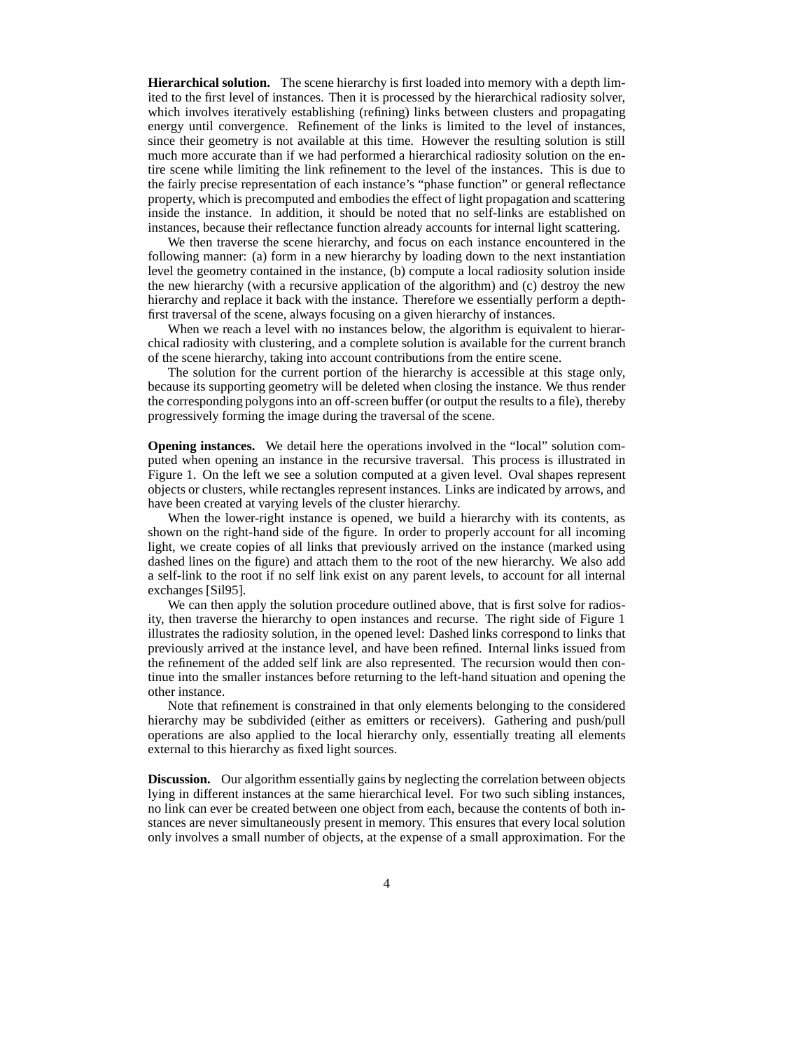**Hierarchical solution.** The scene hierarchy is first loaded into memory with a depth limited to the first level of instances. Then it is processed by the hierarchical radiosity solver, which involves iteratively establishing (refining) links between clusters and propagating energy until convergence. Refinement of the links is limited to the level of instances, since their geometry is not available at this time. However the resulting solution is still much more accurate than if we had performed a hierarchical radiosity solution on the entire scene while limiting the link refinement to the level of the instances. This is due to the fairly precise representation of each instance's "phase function" or general reflectance property, which is precomputed and embodies the effect of light propagation and scattering inside the instance. In addition, it should be noted that no self-links are established on instances, because their reflectance function already accounts for internal light scattering.

We then traverse the scene hierarchy, and focus on each instance encountered in the following manner: (a) form in a new hierarchy by loading down to the next instantiation level the geometry contained in the instance, (b) compute a local radiosity solution inside the new hierarchy (with a recursive application of the algorithm) and (c) destroy the new hierarchy and replace it back with the instance. Therefore we essentially perform a depth-first traversal of the scene, always focusing on a given hierarchy of instances.

When we reach a level with no instances below, the algorithm is equivalent to hierarchical radiosity with clustering, and a complete solution is available for the current branch of the scene hierarchy, taking into account contributions from the entire scene.

The solution for the current portion of the hierarchy is accessible at this stage only, because its supporting geometry will be deleted when closing the instance. We thus render the corresponding polygons into an off-screen buffer (or output the results to a file), thereby progressively forming the image during the traversal of the scene.

**Opening instances.** We detail here the operations involved in the "local" solution computed when opening an instance in the recursive traversal. This process is illustrated in Figure 1. On the left we see a solution computed at a given level. Oval shapes represent objects or clusters, while rectangles represent instances. Links are indicated by arrows, and have been created at varying levels of the cluster hierarchy.

When the lower-right instance is opened, we build a hierarchy with its contents, as shown on the right-hand side of the figure. In order to properly account for all incoming light, we create copies of all links that previously arrived on the instance (marked using dashed lines on the figure) and attach them to the root of the new hierarchy. We also add a self-link to the root if no self link exist on any parent levels, to account for all internal exchanges [Sil95].

We can then apply the solution procedure outlined above, that is first solve for radiosity, then traverse the hierarchy to open instances and recurse. The right side of Figure 1 illustrates the radiosity solution, in the opened level: Dashed links correspond to links that previously arrived at the instance level, and have been refined. Internal links issued from the refinement of the added self link are also represented. The recursion would then continue into the smaller instances before returning to the left-hand situation and opening the other instance.

Note that refinement is constrained in that only elements belonging to the considered hierarchy may be subdivided (either as emitters or receivers). Gathering and push/pull operations are also applied to the local hierarchy only, essentially treating all elements external to this hierarchy as fixed light sources.

**Discussion.** Our algorithm essentially gains by neglecting the correlation between objects lying in different instances at the same hierarchical level. For two such sibling instances, no link can ever be created between one object from each, because the contents of both instances are never simultaneously present in memory. This ensures that every local solution only involves a small number of objects, at the expense of a small approximation. For the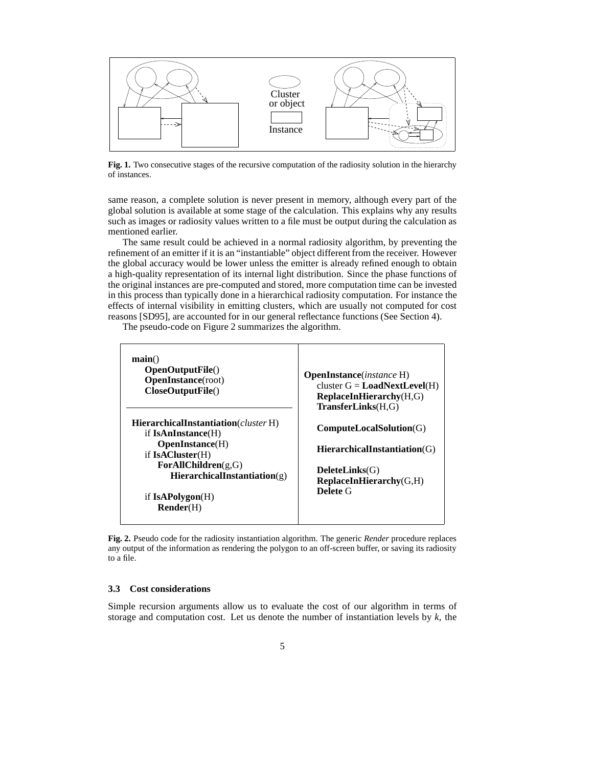**Fig. 1.** Two consecutive stages of the recursive computation of the radiosity solution in the hierarchy of instances.

same reason, a complete solution is never present in memory, although every part of the global solution is available at some stage of the calculation. This explains why any results such as images or radiosity values written to a file must be output during the calculation as mentioned earlier.

The same result could be achieved in a normal radiosity algorithm, by preventing the refinement of an emitter if it is an "instantiable" object different from the receiver. However the global accuracy would be lower unless the emitter is already refined enough to obtain a high-quality representation of its internal light distribution. Since the phase functions of the original instances are pre-computed and stored, more computation time can be invested in this process than typically done in a hierarchical radiosity computation. For instance the effects of internal visibility in emitting clusters, which are usually not computed for cost reasons [SD95], are accounted for in our general reflectance functions (See Section 4).

The pseudo-code on Figure 2 summarizes the algorithm.

```
main()
    OpenOutputFile()
    OpenInstance(root)
    CloseOutputFile()

HierarchicalInstantiation(cluster H)
    if IsAnInstance(H)
        OpenInstance(H)
    if IsACluster(H)
        ForAllChildren(g,G)
            HierarchicalInstantiation(g)

    if IsAPolygon(H)
        Render(H)

OpenInstance(instance H)
    cluster G = LoadNextLevel(H)
    ReplaceInHierarchy(H,G)
    TransferLinks(H,G)

    ComputeLocalSolution(G)

    HierarchicalInstantiation(G)

    DeleteLinks(G)
    ReplaceInHierarchy(G,H)
    Delete G
```

**Fig. 2.** Pseudo code for the radiosity instantiation algorithm. The generic *Render* procedure replaces any output of the information as rendering the polygon to an off-screen buffer, or saving its radiosity to a file.

### 3.3 Cost considerations

Simple recursion arguments allow us to evaluate the cost of our algorithm in terms of storage and computation cost. Let us denote the number of instantiation levels by $k$, the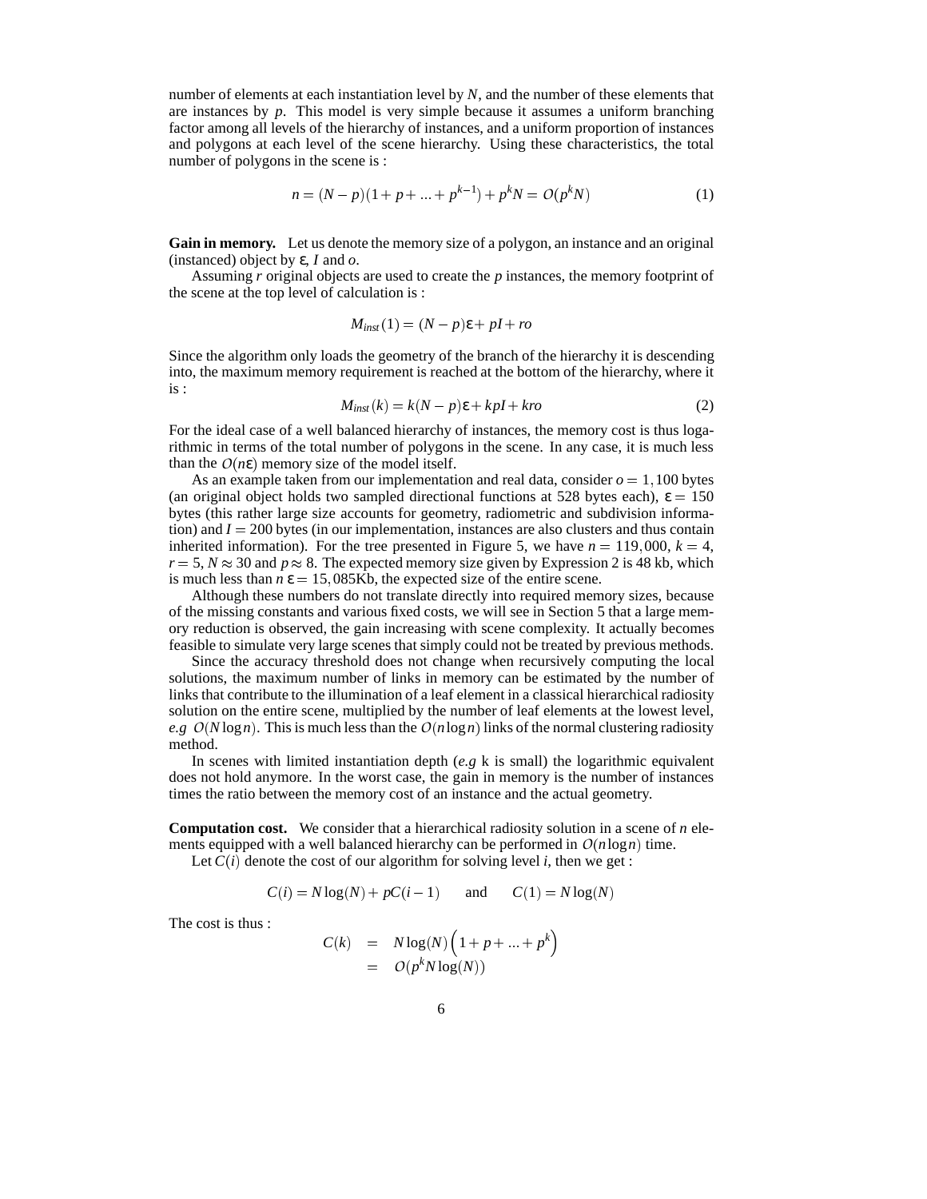number of elements at each instantiation level by $N$, and the number of these elements that are instances by $p$. This model is very simple because it assumes a uniform branching factor among all levels of the hierarchy of instances, and a uniform proportion of instances and polygons at each level of the scene hierarchy. Using these characteristics, the total number of polygons in the scene is :

$$n = (N-p)(1+p+...+p^{k-1}) + p^k N = O(p^k N) \tag{1}$$

**Gain in memory.** Let us denote the memory size of a polygon, an instance and an original (instanced) object by $\varepsilon$, $I$ and $o$.

Assuming $r$ original objects are used to create the $p$ instances, the memory footprint of the scene at the top level of calculation is :

$$M_{inst}(1) = (N-p)\varepsilon + pI + ro$$

Since the algorithm only loads the geometry of the branch of the hierarchy it is descending into, the maximum memory requirement is reached at the bottom of the hierarchy, where it is :

$$M_{inst}(k) = k(N-p)\varepsilon + kpI + kro \tag{2}$$

For the ideal case of a well balanced hierarchy of instances, the memory cost is thus logarithmic in terms of the total number of polygons in the scene. In any case, it is much less than the $O(n\varepsilon)$ memory size of the model itself.

As an example taken from our implementation and real data, consider $o = 1,100$ bytes (an original object holds two sampled directional functions at 528 bytes each), $\varepsilon = 150$ bytes (this rather large size accounts for geometry, radiometric and subdivision information) and $I = 200$ bytes (in our implementation, instances are also clusters and thus contain inherited information). For the tree presented in Figure 5, we have $n = 119,000$, $k = 4$, $r = 5$, $N \approx 30$ and $p \approx 8$. The expected memory size given by Expression 2 is 48 kb, which is much less than $n\,\varepsilon = 15,085$Kb, the expected size of the entire scene.

Although these numbers do not translate directly into required memory sizes, because of the missing constants and various fixed costs, we will see in Section 5 that a large memory reduction is observed, the gain increasing with scene complexity. It actually becomes feasible to simulate very large scenes that simply could not be treated by previous methods.

Since the accuracy threshold does not change when recursively computing the local solutions, the maximum number of links in memory can be estimated by the number of links that contribute to the illumination of a leaf element in a classical hierarchical radiosity solution on the entire scene, multiplied by the number of leaf elements at the lowest level, *e.g* $O(N \log n)$. This is much less than the $O(n \log n)$ links of the normal clustering radiosity method.

In scenes with limited instantiation depth (*e.g* k is small) the logarithmic equivalent does not hold anymore. In the worst case, the gain in memory is the number of instances times the ratio between the memory cost of an instance and the actual geometry.

**Computation cost.** We consider that a hierarchical radiosity solution in a scene of $n$ elements equipped with a well balanced hierarchy can be performed in $O(n \log n)$ time.

Let $C(i)$ denote the cost of our algorithm for solving level $i$, then we get :

$$C(i) = N\log(N) + pC(i-1) \qquad \text{and} \qquad C(1) = N\log(N)$$

The cost is thus :

$$\begin{aligned} C(k) &= N\log(N)\left(1+p+...+p^k\right) \\ &= O(p^k N \log(N)) \end{aligned}$$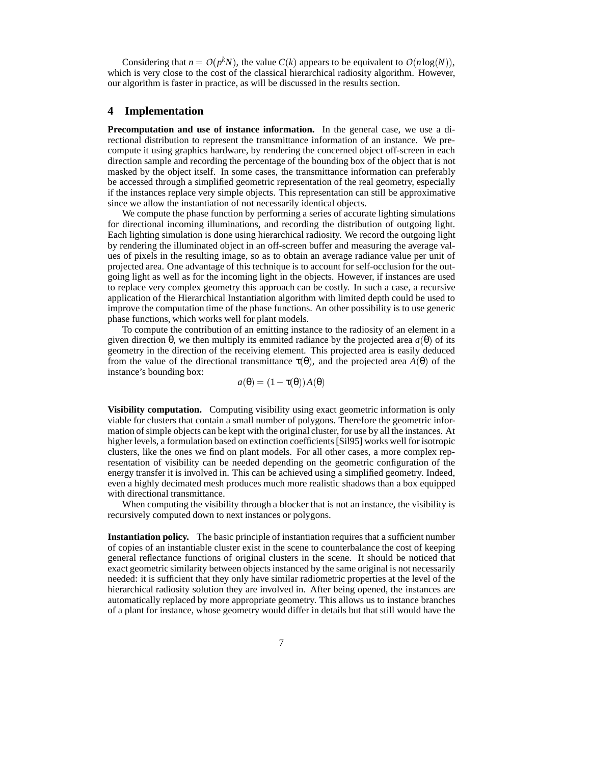Considering that $n = \mathcal{O}(p^k N)$, the value $C(k)$ appears to be equivalent to $\mathcal{O}(n\log(N))$, which is very close to the cost of the classical hierarchical radiosity algorithm. However, our algorithm is faster in practice, as will be discussed in the results section.

## 4 Implementation

**Precomputation and use of instance information.** In the general case, we use a directional distribution to represent the transmittance information of an instance. We precompute it using graphics hardware, by rendering the concerned object off-screen in each direction sample and recording the percentage of the bounding box of the object that is not masked by the object itself. In some cases, the transmittance information can preferably be accessed through a simplified geometric representation of the real geometry, especially if the instances replace very simple objects. This representation can still be approximative since we allow the instantiation of not necessarily identical objects.

We compute the phase function by performing a series of accurate lighting simulations for directional incoming illuminations, and recording the distribution of outgoing light. Each lighting simulation is done using hierarchical radiosity. We record the outgoing light by rendering the illuminated object in an off-screen buffer and measuring the average values of pixels in the resulting image, so as to obtain an average radiance value per unit of projected area. One advantage of this technique is to account for self-occlusion for the outgoing light as well as for the incoming light in the objects. However, if instances are used to replace very complex geometry this approach can be costly. In such a case, a recursive application of the Hierarchical Instantiation algorithm with limited depth could be used to improve the computation time of the phase functions. An other possibility is to use generic phase functions, which works well for plant models.

To compute the contribution of an emitting instance to the radiosity of an element in a given direction $\theta$, we then multiply its emmited radiance by the projected area $a(\theta)$ of its geometry in the direction of the receiving element. This projected area is easily deduced from the value of the directional transmittance $\tau(\theta)$, and the projected area $A(\theta)$ of the instance's bounding box:

$$a(\theta) = (1 - \tau(\theta))\,A(\theta)$$

**Visibility computation.** Computing visibility using exact geometric information is only viable for clusters that contain a small number of polygons. Therefore the geometric information of simple objects can be kept with the original cluster, for use by all the instances. At higher levels, a formulation based on extinction coefficients [Sil95] works well for isotropic clusters, like the ones we find on plant models. For all other cases, a more complex representation of visibility can be needed depending on the geometric configuration of the energy transfer it is involved in. This can be achieved using a simplified geometry. Indeed, even a highly decimated mesh produces much more realistic shadows than a box equipped with directional transmittance.

When computing the visibility through a blocker that is not an instance, the visibility is recursively computed down to next instances or polygons.

**Instantiation policy.** The basic principle of instantiation requires that a sufficient number of copies of an instantiable cluster exist in the scene to counterbalance the cost of keeping general reflectance functions of original clusters in the scene. It should be noticed that exact geometric similarity between objects instanced by the same original is not necessarily needed: it is sufficient that they only have similar radiometric properties at the level of the hierarchical radiosity solution they are involved in. After being opened, the instances are automatically replaced by more appropriate geometry. This allows us to instance branches of a plant for instance, whose geometry would differ in details but that still would have the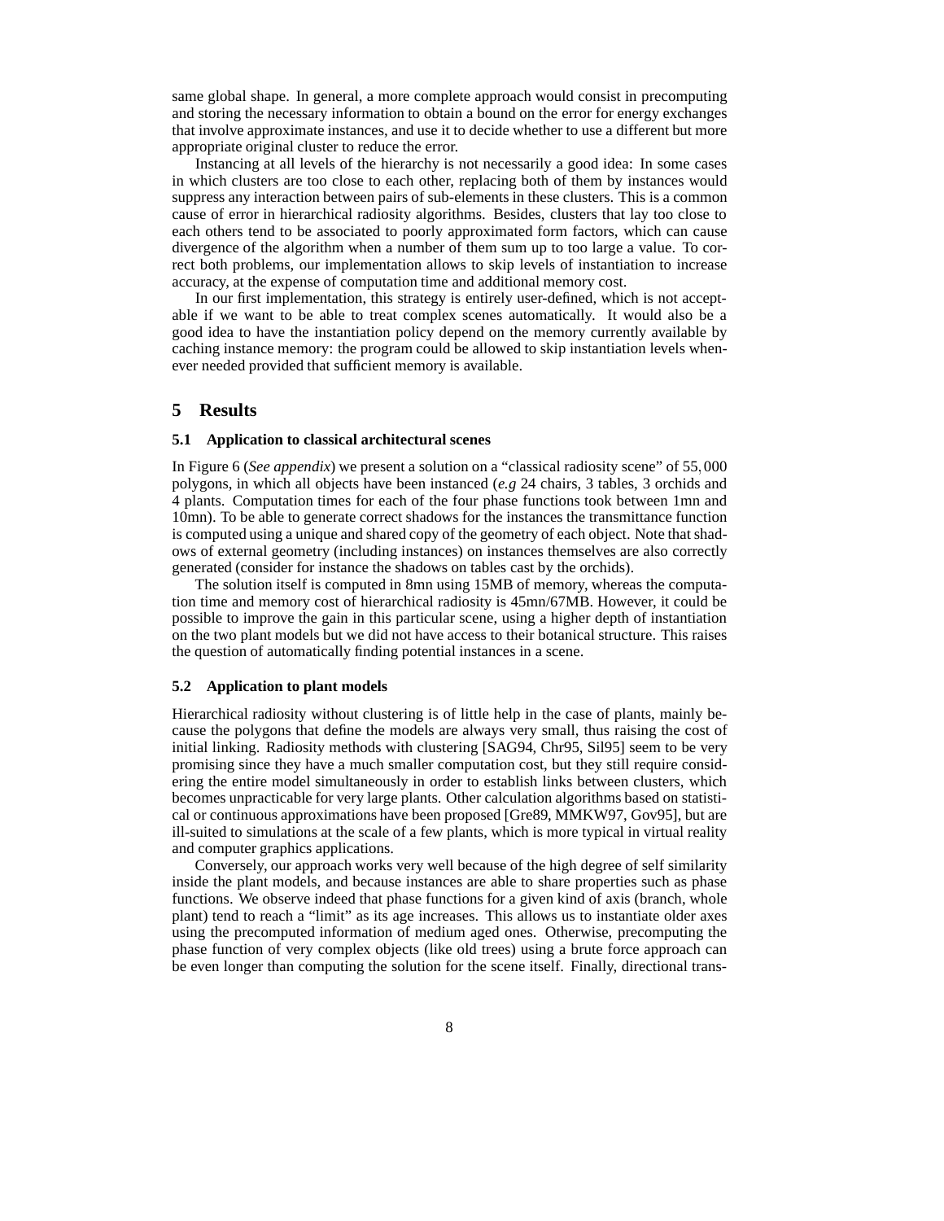same global shape. In general, a more complete approach would consist in precomputing and storing the necessary information to obtain a bound on the error for energy exchanges that involve approximate instances, and use it to decide whether to use a different but more appropriate original cluster to reduce the error.

Instancing at all levels of the hierarchy is not necessarily a good idea: In some cases in which clusters are too close to each other, replacing both of them by instances would suppress any interaction between pairs of sub-elements in these clusters. This is a common cause of error in hierarchical radiosity algorithms. Besides, clusters that lay too close to each others tend to be associated to poorly approximated form factors, which can cause divergence of the algorithm when a number of them sum up to too large a value. To correct both problems, our implementation allows to skip levels of instantiation to increase accuracy, at the expense of computation time and additional memory cost.

In our first implementation, this strategy is entirely user-defined, which is not acceptable if we want to be able to treat complex scenes automatically. It would also be a good idea to have the instantiation policy depend on the memory currently available by caching instance memory: the program could be allowed to skip instantiation levels whenever needed provided that sufficient memory is available.

## 5 Results

### 5.1 Application to classical architectural scenes

In Figure 6 (*See appendix*) we present a solution on a "classical radiosity scene" of 55,000 polygons, in which all objects have been instanced (*e.g* 24 chairs, 3 tables, 3 orchids and 4 plants. Computation times for each of the four phase functions took between 1mn and 10mn). To be able to generate correct shadows for the instances the transmittance function is computed using a unique and shared copy of the geometry of each object. Note that shadows of external geometry (including instances) on instances themselves are also correctly generated (consider for instance the shadows on tables cast by the orchids).

The solution itself is computed in 8mn using 15MB of memory, whereas the computation time and memory cost of hierarchical radiosity is 45mn/67MB. However, it could be possible to improve the gain in this particular scene, using a higher depth of instantiation on the two plant models but we did not have access to their botanical structure. This raises the question of automatically finding potential instances in a scene.

### 5.2 Application to plant models

Hierarchical radiosity without clustering is of little help in the case of plants, mainly because the polygons that define the models are always very small, thus raising the cost of initial linking. Radiosity methods with clustering [SAG94, Chr95, Sil95] seem to be very promising since they have a much smaller computation cost, but they still require considering the entire model simultaneously in order to establish links between clusters, which becomes unpracticable for very large plants. Other calculation algorithms based on statistical or continuous approximations have been proposed [Gre89, MMKW97, Gov95], but are ill-suited to simulations at the scale of a few plants, which is more typical in virtual reality and computer graphics applications.

Conversely, our approach works very well because of the high degree of self similarity inside the plant models, and because instances are able to share properties such as phase functions. We observe indeed that phase functions for a given kind of axis (branch, whole plant) tend to reach a "limit" as its age increases. This allows us to instantiate older axes using the precomputed information of medium aged ones. Otherwise, precomputing the phase function of very complex objects (like old trees) using a brute force approach can be even longer than computing the solution for the scene itself. Finally, directional trans-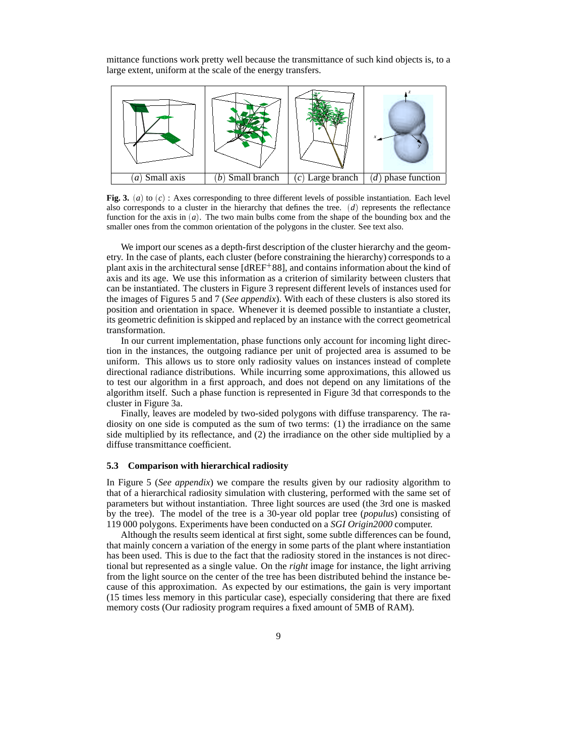mittance functions work pretty well because the transmittance of such kind objects is, to a large extent, uniform at the scale of the energy transfers.

| $(a)$ Small axis | $(b)$ Small branch | $(c)$ Large branch | $(d)$ phase function |
|---|---|---|---|

**Fig. 3.** $(a)$ to $(c)$ : Axes corresponding to three different levels of possible instantiation. Each level also corresponds to a cluster in the hierarchy that defines the tree. $(d)$ represents the reflectance function for the axis in $(a)$. The two main bulbs come from the shape of the bounding box and the smaller ones from the common orientation of the polygons in the cluster. See text also.

We import our scenes as a depth-first description of the cluster hierarchy and the geometry. In the case of plants, each cluster (before constraining the hierarchy) corresponds to a plant axis in the architectural sense [dREF+88], and contains information about the kind of axis and its age. We use this information as a criterion of similarity between clusters that can be instantiated. The clusters in Figure 3 represent different levels of instances used for the images of Figures 5 and 7 (*See appendix*). With each of these clusters is also stored its position and orientation in space. Whenever it is deemed possible to instantiate a cluster, its geometric definition is skipped and replaced by an instance with the correct geometrical transformation.

In our current implementation, phase functions only account for incoming light direction in the instances, the outgoing radiance per unit of projected area is assumed to be uniform. This allows us to store only radiosity values on instances instead of complete directional radiance distributions. While incurring some approximations, this allowed us to test our algorithm in a first approach, and does not depend on any limitations of the algorithm itself. Such a phase function is represented in Figure 3d that corresponds to the cluster in Figure 3a.

Finally, leaves are modeled by two-sided polygons with diffuse transparency. The radiosity on one side is computed as the sum of two terms: (1) the irradiance on the same side multiplied by its reflectance, and (2) the irradiance on the other side multiplied by a diffuse transmittance coefficient.

### 5.3 Comparison with hierarchical radiosity

In Figure 5 (*See appendix*) we compare the results given by our radiosity algorithm to that of a hierarchical radiosity simulation with clustering, performed with the same set of parameters but without instantiation. Three light sources are used (the 3rd one is masked by the tree). The model of the tree is a 30-year old poplar tree (*populus*) consisting of 119 000 polygons. Experiments have been conducted on a *SGI Origin2000* computer.

Although the results seem identical at first sight, some subtle differences can be found, that mainly concern a variation of the energy in some parts of the plant where instantiation has been used. This is due to the fact that the radiosity stored in the instances is not directional but represented as a single value. On the *right* image for instance, the light arriving from the light source on the center of the tree has been distributed behind the instance because of this approximation. As expected by our estimations, the gain is very important (15 times less memory in this particular case), especially considering that there are fixed memory costs (Our radiosity program requires a fixed amount of 5MB of RAM).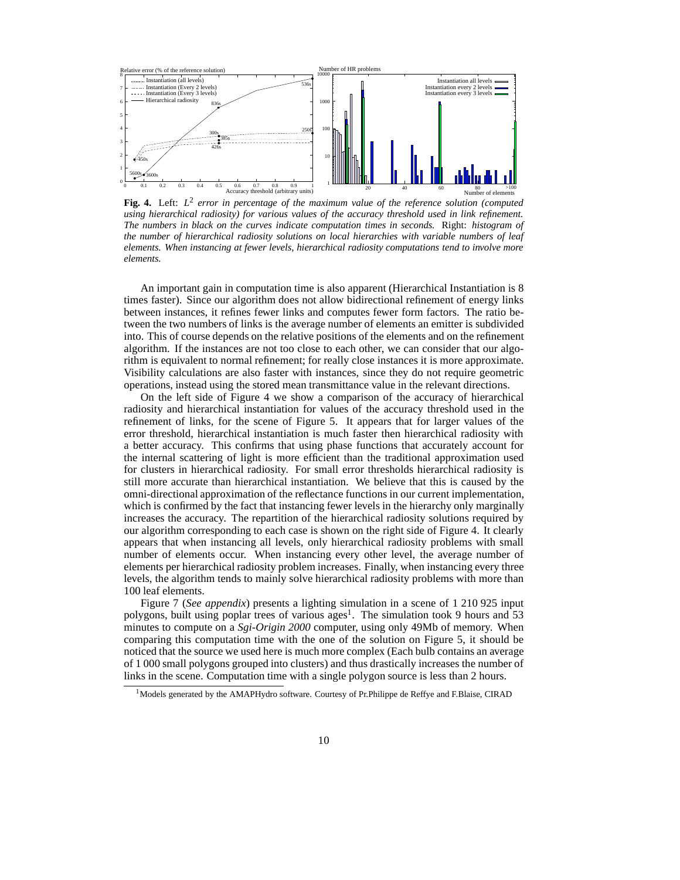Relative error (% of the reference solution)

Instantiation (all levels)
Instantiation (Every 2 levels)
Instantiation (Every 3 levels)
Hierarchical radiosity

536s
836s
300s
385s
426s
250s
450s
5600s
3600s

0 0.1 0.2 0.3 0.4 0.5 0.6 0.7 0.8 0.9 1
Accuracy threshold (arbitrary units)

Number of HR problems

Instantiation all levels
Instantiation every 2 levels
Instantiation every 3 levels

1 10 100 1000 10000
20 40 60 80 >100
Number of elements

**Fig. 4.** Left: $L^2$ *error in percentage of the maximum value of the reference solution (computed using hierarchical radiosity) for various values of the accuracy threshold used in link refinement. The numbers in black on the curves indicate computation times in seconds.* Right: *histogram of the number of hierarchical radiosity solutions on local hierarchies with variable numbers of leaf elements. When instancing at fewer levels, hierarchical radiosity computations tend to involve more elements.*

An important gain in computation time is also apparent (Hierarchical Instantiation is 8 times faster). Since our algorithm does not allow bidirectional refinement of energy links between instances, it refines fewer links and computes fewer form factors. The ratio between the two numbers of links is the average number of elements an emitter is subdivided into. This of course depends on the relative positions of the elements and on the refinement algorithm. If the instances are not too close to each other, we can consider that our algorithm is equivalent to normal refinement; for really close instances it is more approximate. Visibility calculations are also faster with instances, since they do not require geometric operations, instead using the stored mean transmittance value in the relevant directions.

On the left side of Figure 4 we show a comparison of the accuracy of hierarchical radiosity and hierarchical instantiation for values of the accuracy threshold used in the refinement of links, for the scene of Figure 5. It appears that for larger values of the error threshold, hierarchical instantiation is much faster then hierarchical radiosity with a better accuracy. This confirms that using phase functions that accurately account for the internal scattering of light is more efficient than the traditional approximation used for clusters in hierarchical radiosity. For small error thresholds hierarchical radiosity is still more accurate than hierarchical instantiation. We believe that this is caused by the omni-directional approximation of the reflectance functions in our current implementation, which is confirmed by the fact that instancing fewer levels in the hierarchy only marginally increases the accuracy. The repartition of the hierarchical radiosity solutions required by our algorithm corresponding to each case is shown on the right side of Figure 4. It clearly appears that when instancing all levels, only hierarchical radiosity problems with small number of elements occur. When instancing every other level, the average number of elements per hierarchical radiosity problem increases. Finally, when instancing every three levels, the algorithm tends to mainly solve hierarchical radiosity problems with more than 100 leaf elements.

Figure 7 (*See appendix*) presents a lighting simulation in a scene of 1 210 925 input polygons, built using poplar trees of various ages[1]. The simulation took 9 hours and 53 minutes to compute on a *Sgi-Origin 2000* computer, using only 49Mb of memory. When comparing this computation time with the one of the solution on Figure 5, it should be noticed that the source we used here is much more complex (Each bulb contains an average of 1 000 small polygons grouped into clusters) and thus drastically increases the number of links in the scene. Computation time with a single polygon source is less than 2 hours.

[1] Models generated by the AMAPHydro software. Courtesy of Pr.Philippe de Reffye and F.Blaise, CIRAD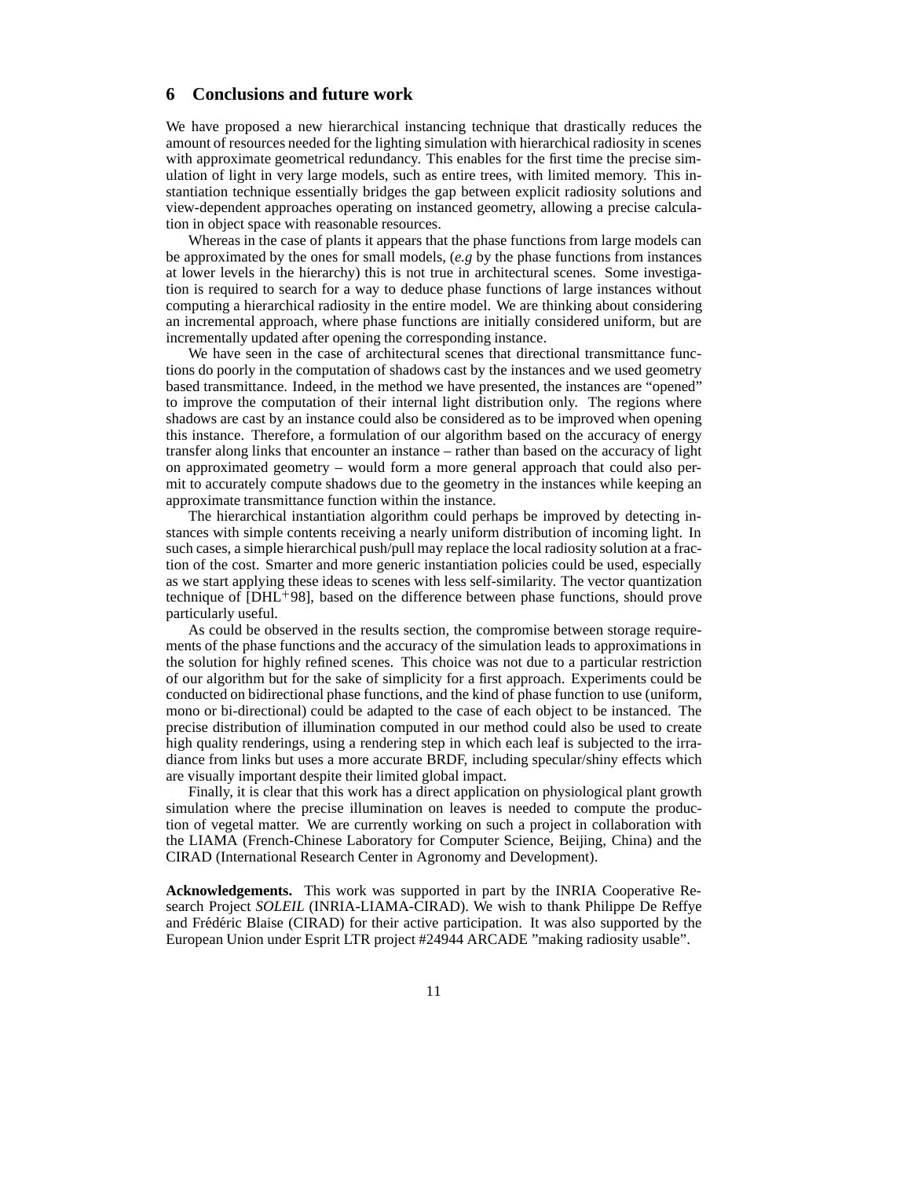## 6 Conclusions and future work

We have proposed a new hierarchical instancing technique that drastically reduces the amount of resources needed for the lighting simulation with hierarchical radiosity in scenes with approximate geometrical redundancy. This enables for the first time the precise simulation of light in very large models, such as entire trees, with limited memory. This instantiation technique essentially bridges the gap between explicit radiosity solutions and view-dependent approaches operating on instanced geometry, allowing a precise calculation in object space with reasonable resources.

Whereas in the case of plants it appears that the phase functions from large models can be approximated by the ones for small models, (*e.g* by the phase functions from instances at lower levels in the hierarchy) this is not true in architectural scenes. Some investigation is required to search for a way to deduce phase functions of large instances without computing a hierarchical radiosity in the entire model. We are thinking about considering an incremental approach, where phase functions are initially considered uniform, but are incrementally updated after opening the corresponding instance.

We have seen in the case of architectural scenes that directional transmittance functions do poorly in the computation of shadows cast by the instances and we used geometry based transmittance. Indeed, in the method we have presented, the instances are "opened" to improve the computation of their internal light distribution only. The regions where shadows are cast by an instance could also be considered as to be improved when opening this instance. Therefore, a formulation of our algorithm based on the accuracy of energy transfer along links that encounter an instance – rather than based on the accuracy of light on approximated geometry – would form a more general approach that could also permit to accurately compute shadows due to the geometry in the instances while keeping an approximate transmittance function within the instance.

The hierarchical instantiation algorithm could perhaps be improved by detecting instances with simple contents receiving a nearly uniform distribution of incoming light. In such cases, a simple hierarchical push/pull may replace the local radiosity solution at a fraction of the cost. Smarter and more generic instantiation policies could be used, especially as we start applying these ideas to scenes with less self-similarity. The vector quantization technique of [DHL+98], based on the difference between phase functions, should prove particularly useful.

As could be observed in the results section, the compromise between storage requirements of the phase functions and the accuracy of the simulation leads to approximations in the solution for highly refined scenes. This choice was not due to a particular restriction of our algorithm but for the sake of simplicity for a first approach. Experiments could be conducted on bidirectional phase functions, and the kind of phase function to use (uniform, mono or bi-directional) could be adapted to the case of each object to be instanced. The precise distribution of illumination computed in our method could also be used to create high quality renderings, using a rendering step in which each leaf is subjected to the irradiance from links but uses a more accurate BRDF, including specular/shiny effects which are visually important despite their limited global impact.

Finally, it is clear that this work has a direct application on physiological plant growth simulation where the precise illumination on leaves is needed to compute the production of vegetal matter. We are currently working on such a project in collaboration with the LIAMA (French-Chinese Laboratory for Computer Science, Beijing, China) and the CIRAD (International Research Center in Agronomy and Development).

**Acknowledgements.** This work was supported in part by the INRIA Cooperative Research Project *SOLEIL* (INRIA-LIAMA-CIRAD). We wish to thank Philippe De Reffye and Frédéric Blaise (CIRAD) for their active participation. It was also supported by the European Union under Esprit LTR project #24944 ARCADE "making radiosity usable".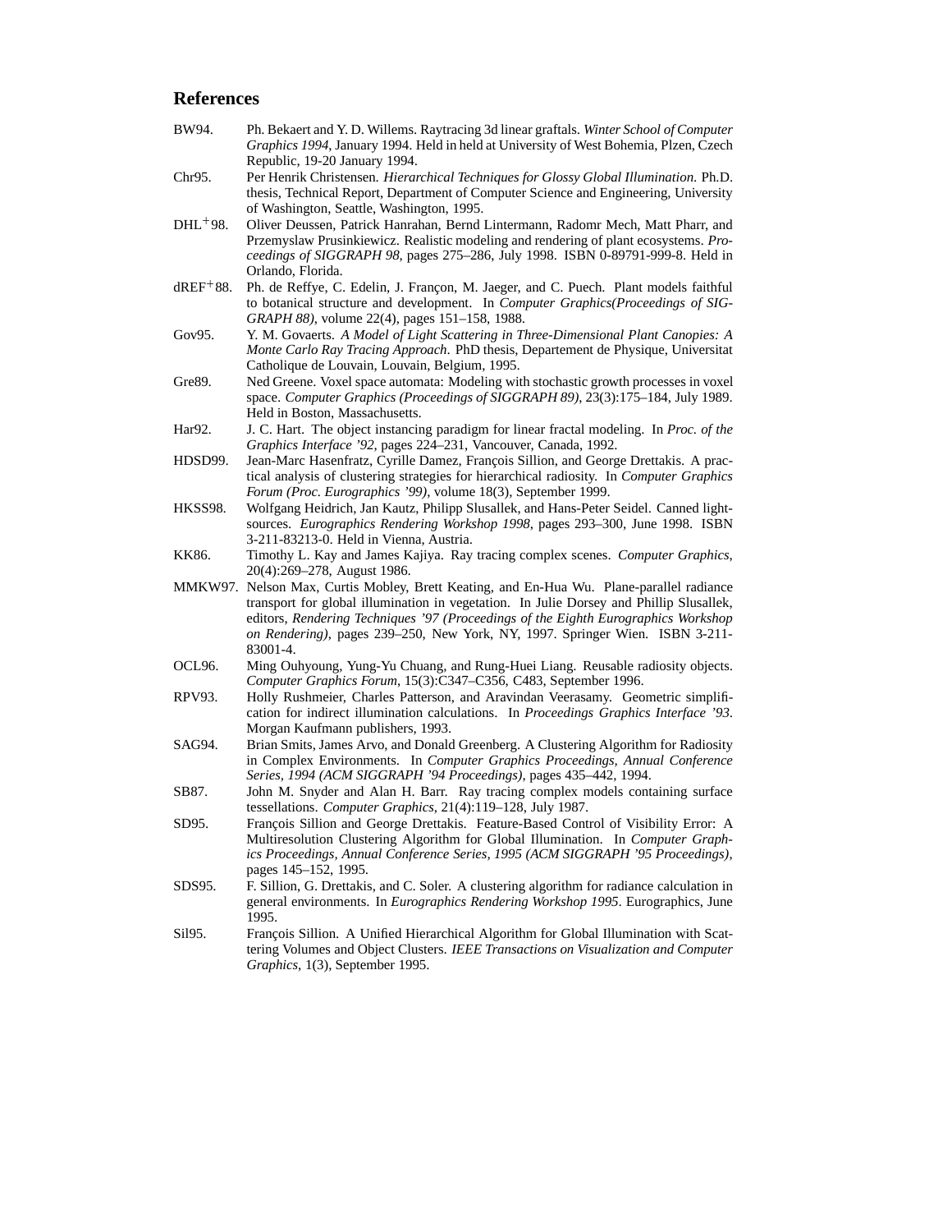## References

BW94. Ph. Bekaert and Y. D. Willems. Raytracing 3d linear graftals. *Winter School of Computer Graphics 1994*, January 1994. Held in held at University of West Bohemia, Plzen, Czech Republic, 19-20 January 1994.

Chr95. Per Henrik Christensen. *Hierarchical Techniques for Glossy Global Illumination.* Ph.D. thesis, Technical Report, Department of Computer Science and Engineering, University of Washington, Seattle, Washington, 1995.

DHL+98. Oliver Deussen, Patrick Hanrahan, Bernd Lintermann, Radomr Mech, Matt Pharr, and Przemyslaw Prusinkiewicz. Realistic modeling and rendering of plant ecosystems. *Proceedings of SIGGRAPH 98*, pages 275–286, July 1998. ISBN 0-89791-999-8. Held in Orlando, Florida.

dREF+88. Ph. de Reffye, C. Edelin, J. Françon, M. Jaeger, and C. Puech. Plant models faithful to botanical structure and development. In *Computer Graphics(Proceedings of SIGGRAPH 88)*, volume 22(4), pages 151–158, 1988.

Gov95. Y. M. Govaerts. *A Model of Light Scattering in Three-Dimensional Plant Canopies: A Monte Carlo Ray Tracing Approach.* PhD thesis, Departement de Physique, Universitat Catholique de Louvain, Louvain, Belgium, 1995.

Gre89. Ned Greene. Voxel space automata: Modeling with stochastic growth processes in voxel space. *Computer Graphics (Proceedings of SIGGRAPH 89)*, 23(3):175–184, July 1989. Held in Boston, Massachusetts.

Har92. J. C. Hart. The object instancing paradigm for linear fractal modeling. In *Proc. of the Graphics Interface '92*, pages 224–231, Vancouver, Canada, 1992.

HDSD99. Jean-Marc Hasenfratz, Cyrille Damez, François Sillion, and George Drettakis. A practical analysis of clustering strategies for hierarchical radiosity. In *Computer Graphics Forum (Proc. Eurographics '99)*, volume 18(3), September 1999.

HKSS98. Wolfgang Heidrich, Jan Kautz, Philipp Slusallek, and Hans-Peter Seidel. Canned lightsources. *Eurographics Rendering Workshop 1998*, pages 293–300, June 1998. ISBN 3-211-83213-0. Held in Vienna, Austria.

KK86. Timothy L. Kay and James Kajiya. Ray tracing complex scenes. *Computer Graphics*, 20(4):269–278, August 1986.

MMKW97. Nelson Max, Curtis Mobley, Brett Keating, and En-Hua Wu. Plane-parallel radiance transport for global illumination in vegetation. In Julie Dorsey and Phillip Slusallek, editors, *Rendering Techniques '97 (Proceedings of the Eighth Eurographics Workshop on Rendering)*, pages 239–250, New York, NY, 1997. Springer Wien. ISBN 3-211-83001-4.

OCL96. Ming Ouhyoung, Yung-Yu Chuang, and Rung-Huei Liang. Reusable radiosity objects. *Computer Graphics Forum*, 15(3):C347–C356, C483, September 1996.

RPV93. Holly Rushmeier, Charles Patterson, and Aravindan Veerasamy. Geometric simplification for indirect illumination calculations. In *Proceedings Graphics Interface '93*. Morgan Kaufmann publishers, 1993.

SAG94. Brian Smits, James Arvo, and Donald Greenberg. A Clustering Algorithm for Radiosity in Complex Environments. In *Computer Graphics Proceedings, Annual Conference Series, 1994 (ACM SIGGRAPH '94 Proceedings)*, pages 435–442, 1994.

SB87. John M. Snyder and Alan H. Barr. Ray tracing complex models containing surface tessellations. *Computer Graphics*, 21(4):119–128, July 1987.

SD95. François Sillion and George Drettakis. Feature-Based Control of Visibility Error: A Multiresolution Clustering Algorithm for Global Illumination. In *Computer Graphics Proceedings, Annual Conference Series, 1995 (ACM SIGGRAPH '95 Proceedings)*, pages 145–152, 1995.

SDS95. F. Sillion, G. Drettakis, and C. Soler. A clustering algorithm for radiance calculation in general environments. In *Eurographics Rendering Workshop 1995*. Eurographics, June 1995.

Sil95. François Sillion. A Unified Hierarchical Algorithm for Global Illumination with Scattering Volumes and Object Clusters. *IEEE Transactions on Visualization and Computer Graphics*, 1(3), September 1995.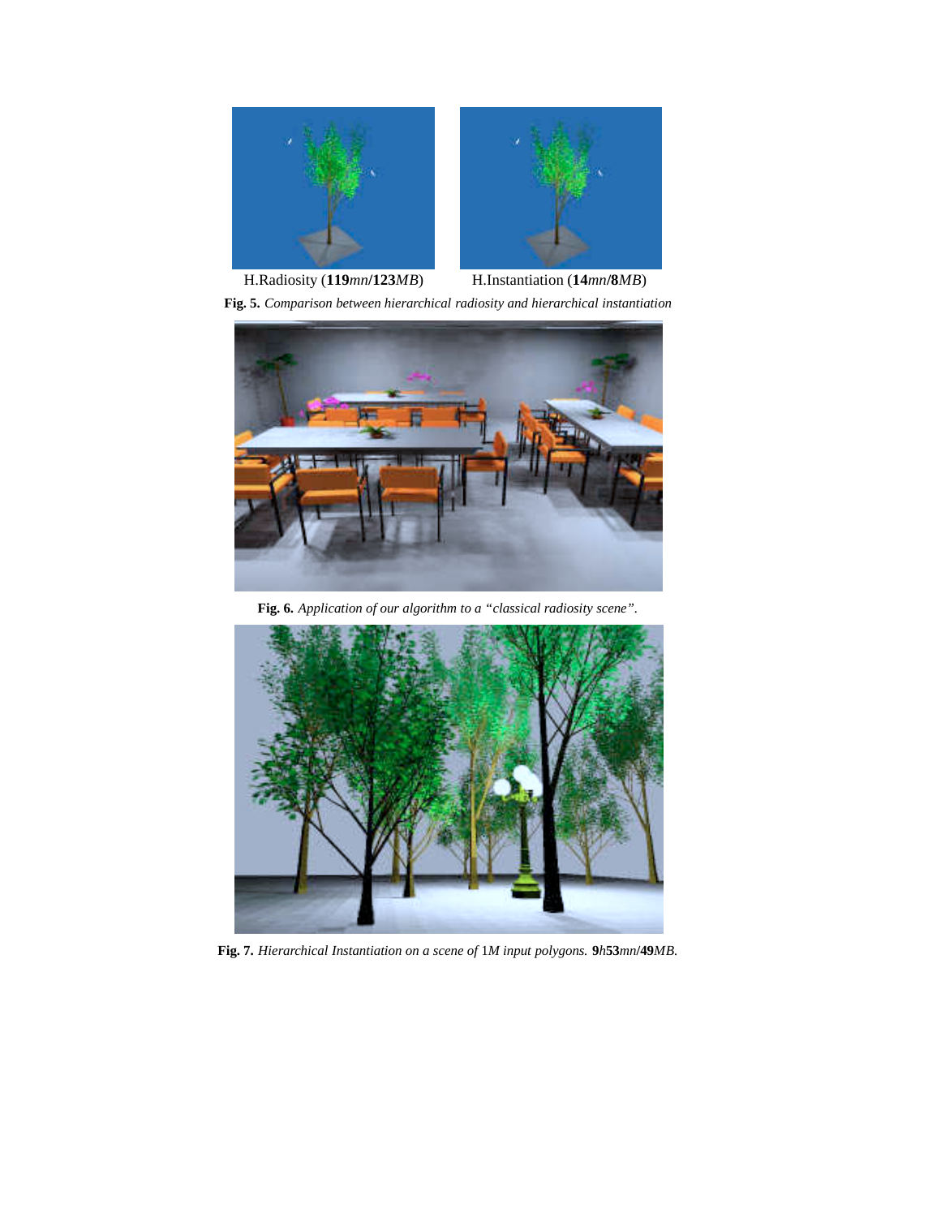H.Radiosity (**119***mn*/**123***MB*) H.Instantiation (**14***mn*/**8***MB*)

**Fig. 5.** *Comparison between hierarchical radiosity and hierarchical instantiation*

**Fig. 6.** *Application of our algorithm to a "classical radiosity scene".*

**Fig. 7.** *Hierarchical Instantiation on a scene of* 1*M input polygons.* **9***h***53***mn*/**49***MB.*